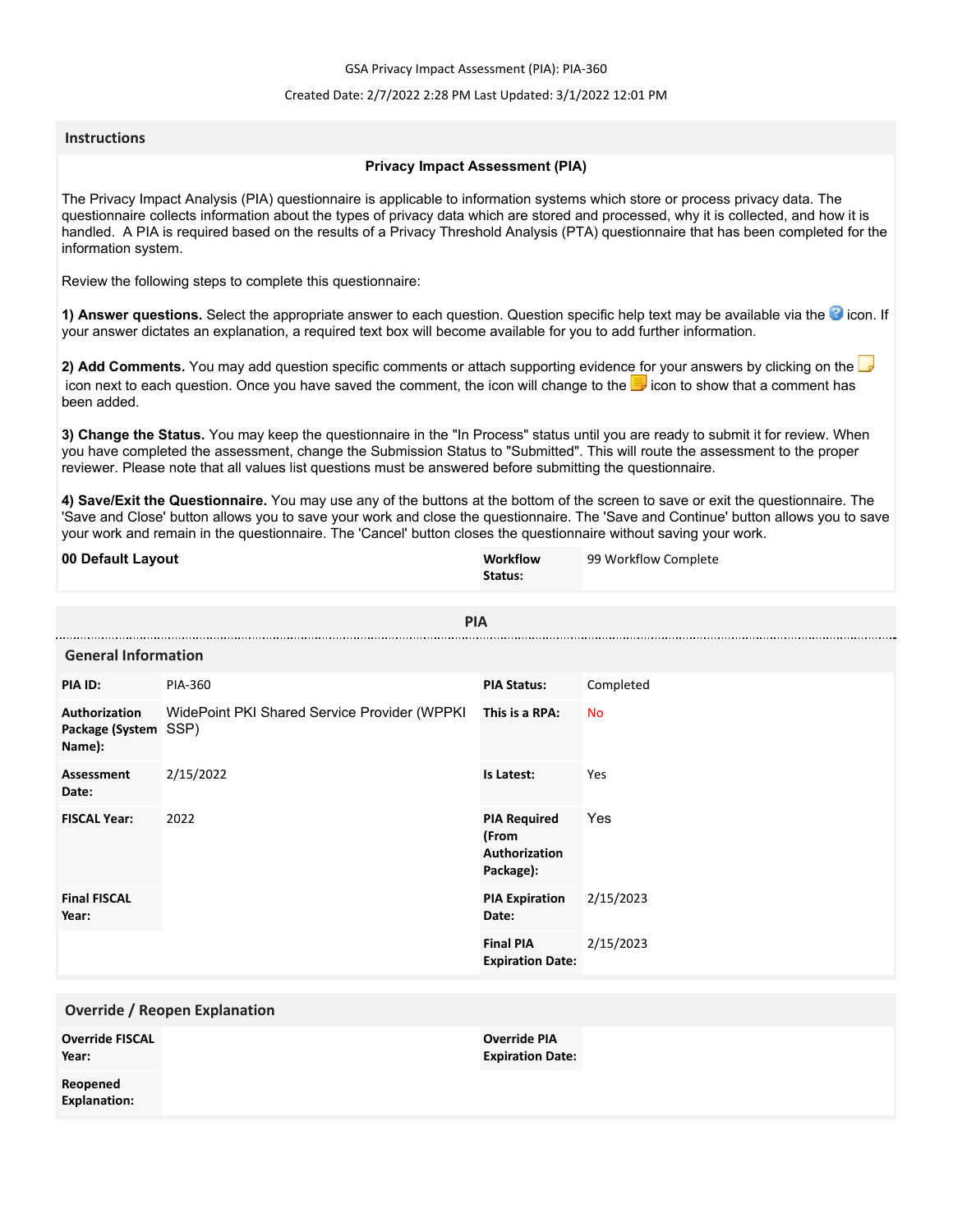GSA Privacy Impact Assessment (PIA): PIA-360

Created Date: 2/7/2022 2:28 PM Last Updated: 3/1/2022 12:01 PM

## Instructions

### Privacy Impact Assessment (PIA)

The Privacy Impact Analysis (PIA) questionnaire is applicable to information systems which store or process privacy data. The questionnaire collects information about the types of privacy data which are stored and processed, why it is collected, and how it is handled. A PIA is required based on the results of a Privacy Threshold Analysis (PTA) questionnaire that has been completed for the information system.

Review the following steps to complete this questionnaire:

**1) Answer questions.** Select the appropriate answer to each question. Question specific help text may be available via the icon. If your answer dictates an explanation, a required text box will become available for you to add further information.

**2) Add Comments.** You may add question specific comments or attach supporting evidence for your answers by clicking on the icon next to each question. Once you have saved the comment, the icon will change to the icon to show that a comment has been added.

**3) Change the Status.** You may keep the questionnaire in the "In Process" status until you are ready to submit it for review. When you have completed the assessment, change the Submission Status to "Submitted". This will route the assessment to the proper reviewer. Please note that all values list questions must be answered before submitting the questionnaire.

**4) Save/Exit the Questionnaire.** You may use any of the buttons at the bottom of the screen to save or exit the questionnaire. The 'Save and Close' button allows you to save your work and close the questionnaire. The 'Save and Continue' button allows you to save your work and remain in the questionnaire. The 'Cancel' button closes the questionnaire without saving your work.

| **00 Default Layout** | **Workflow Status:** | 99 Workflow Complete |
|---|---|---|

## PIA

### General Information

| | | | |
|---|---|---|---|
| **PIA ID:** | PIA-360 | **PIA Status:** | Completed |
| **Authorization Package (System Name):** | WidePoint PKI Shared Service Provider (WPPKI SSP) | **This is a RPA:** | No |
| **Assessment Date:** | 2/15/2022 | **Is Latest:** | Yes |
| **FISCAL Year:** | 2022 | **PIA Required (From Authorization Package):** | Yes |
| **Final FISCAL Year:** | | **PIA Expiration Date:** | 2/15/2023 |
| | | **Final PIA Expiration Date:** | 2/15/2023 |

### Override / Reopen Explanation

| | | | |
|---|---|---|---|
| **Override FISCAL Year:** | | **Override PIA Expiration Date:** | |
| **Reopened Explanation:** | | | |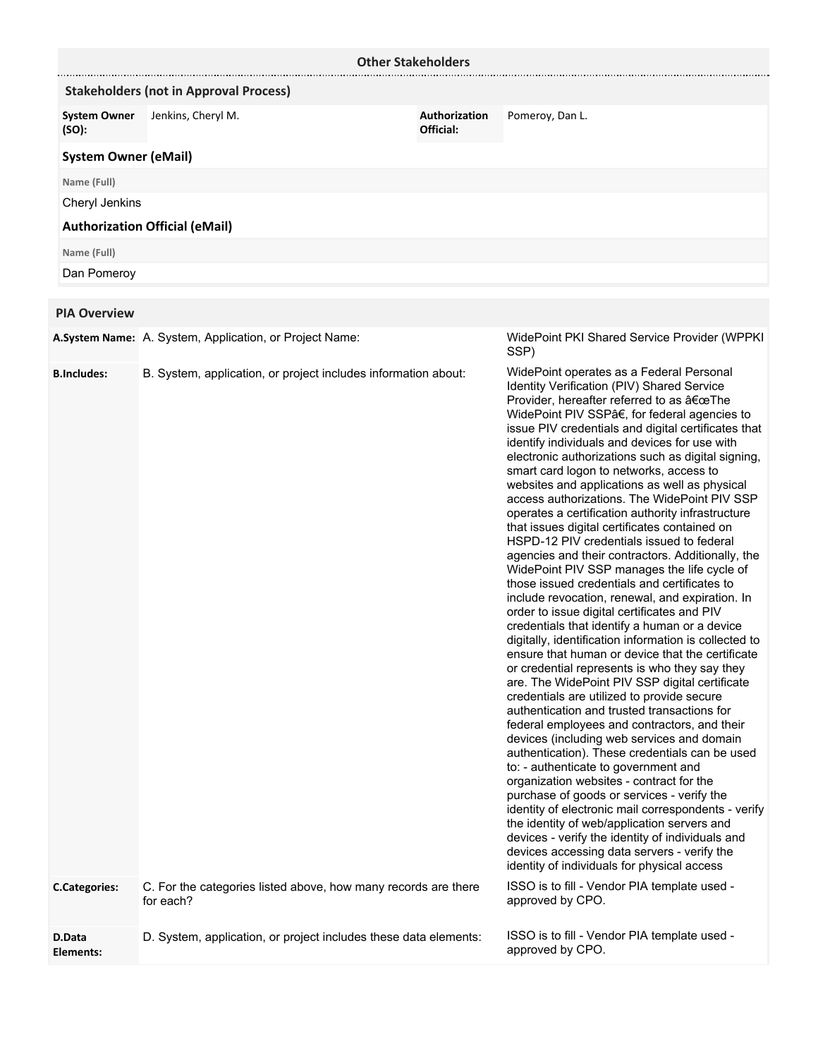## Other Stakeholders

### Stakeholders (not in Approval Process)

| System Owner (SO): | Jenkins, Cheryl M. | Authorization Official: | Pomeroy, Dan L. |
|---|---|---|---|

### System Owner (eMail)

| Name (Full) |
|---|
| Cheryl Jenkins |

### Authorization Official (eMail)

| Name (Full) |
|---|
| Dan Pomeroy |

## PIA Overview

| | | |
|---|---|---|
| **A.System Name:** | A. System, Application, or Project Name: | WidePoint PKI Shared Service Provider (WPPKI SSP) |
| **B.Includes:** | B. System, application, or project includes information about: | WidePoint operates as a Federal Personal Identity Verification (PIV) Shared Service Provider, hereafter referred to as â€œThe WidePoint PIV SSPâ€, for federal agencies to issue PIV credentials and digital certificates that identify individuals and devices for use with electronic authorizations such as digital signing, smart card logon to networks, access to websites and applications as well as physical access authorizations. The WidePoint PIV SSP operates a certification authority infrastructure that issues digital certificates contained on HSPD-12 PIV credentials issued to federal agencies and their contractors. Additionally, the WidePoint PIV SSP manages the life cycle of those issued credentials and certificates to include revocation, renewal, and expiration. In order to issue digital certificates and PIV credentials that identify a human or a device digitally, identification information is collected to ensure that human or device that the certificate or credential represents is who they say they are. The WidePoint PIV SSP digital certificate credentials are utilized to provide secure authentication and trusted transactions for federal employees and contractors, and their devices (including web services and domain authentication). These credentials can be used to: - authenticate to government and organization websites - contract for the purchase of goods or services - verify the identity of electronic mail correspondents - verify the identity of web/application servers and devices - verify the identity of individuals and devices accessing data servers - verify the identity of individuals for physical access |
| **C.Categories:** | C. For the categories listed above, how many records are there for each? | ISSO is to fill - Vendor PIA template used - approved by CPO. |
| **D.Data Elements:** | D. System, application, or project includes these data elements: | ISSO is to fill - Vendor PIA template used - approved by CPO. |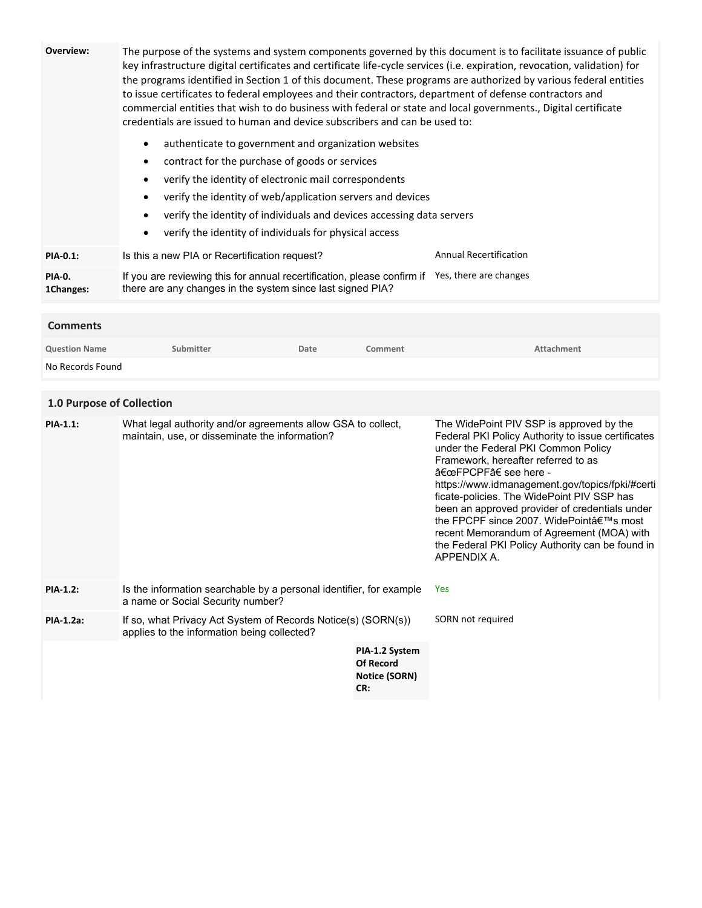| | | |
|---|---|---|
| **Overview:** | The purpose of the systems and system components governed by this document is to facilitate issuance of public key infrastructure digital certificates and certificate life-cycle services (i.e. expiration, revocation, validation) for the programs identified in Section 1 of this document. These programs are authorized by various federal entities to issue certificates to federal employees and their contractors, department of defense contractors and commercial entities that wish to do business with federal or state and local governments., Digital certificate credentials are issued to human and device subscribers and can be used to:<br>• authenticate to government and organization websites<br>• contract for the purchase of goods or services<br>• verify the identity of electronic mail correspondents<br>• verify the identity of web/application servers and devices<br>• verify the identity of individuals and devices accessing data servers<br>• verify the identity of individuals for physical access | |
| **PIA-0.1:** | Is this a new PIA or Recertification request? | Annual Recertification |
| **PIA-0. 1Changes:** | If you are reviewing this for annual recertification, please confirm if there are any changes in the system since last signed PIA? | Yes, there are changes |

## Comments

| Question Name | Submitter | Date | Comment | Attachment |
|---|---|---|---|---|
| No Records Found | | | | |

## 1.0 Purpose of Collection

| | | |
|---|---|---|
| **PIA-1.1:** | What legal authority and/or agreements allow GSA to collect, maintain, use, or disseminate the information? | The WidePoint PIV SSP is approved by the Federal PKI Policy Authority to issue certificates under the Federal PKI Common Policy Framework, hereafter referred to as â€œFPCPFâ€ see here - https://www.idmanagement.gov/topics/fpki/#certificate-policies. The WidePoint PIV SSP has been an approved provider of credentials under the FPCPF since 2007. WidePointâ€™s most recent Memorandum of Agreement (MOA) with the Federal PKI Policy Authority can be found in APPENDIX A. |
| **PIA-1.2:** | Is the information searchable by a personal identifier, for example a name or Social Security number? | Yes |
| **PIA-1.2a:** | If so, what Privacy Act System of Records Notice(s) (SORN(s)) applies to the information being collected? | SORN not required |
| | **PIA-1.2 System Of Record Notice (SORN) CR:** | |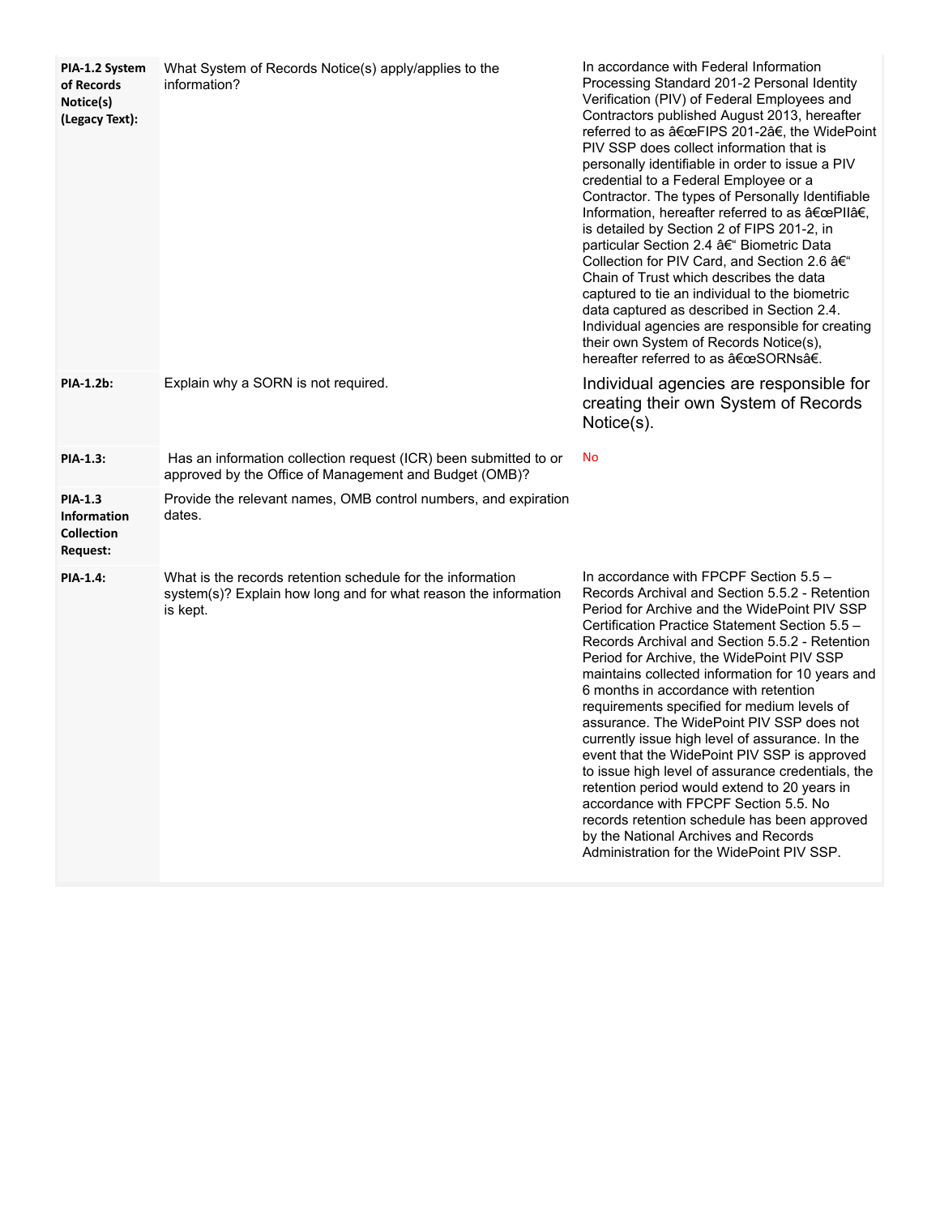| | | |
|---|---|---|
| **PIA-1.2 System of Records Notice(s) (Legacy Text):** | What System of Records Notice(s) apply/applies to the information? | In accordance with Federal Information Processing Standard 201-2 Personal Identity Verification (PIV) of Federal Employees and Contractors published August 2013, hereafter referred to as â€œFIPS 201-2â€, the WidePoint PIV SSP does collect information that is personally identifiable in order to issue a PIV credential to a Federal Employee or a Contractor. The types of Personally Identifiable Information, hereafter referred to as â€œPIIâ€, is detailed by Section 2 of FIPS 201-2, in particular Section 2.4 â€“ Biometric Data Collection for PIV Card, and Section 2.6 â€“ Chain of Trust which describes the data captured to tie an individual to the biometric data captured as described in Section 2.4. Individual agencies are responsible for creating their own System of Records Notice(s), hereafter referred to as â€œSORNsâ€. |
| **PIA-1.2b:** | Explain why a SORN is not required. | Individual agencies are responsible for creating their own System of Records Notice(s). |
| **PIA-1.3:** | Has an information collection request (ICR) been submitted to or approved by the Office of Management and Budget (OMB)? | No |
| **PIA-1.3 Information Collection Request:** | Provide the relevant names, OMB control numbers, and expiration dates. | |
| **PIA-1.4:** | What is the records retention schedule for the information system(s)? Explain how long and for what reason the information is kept. | In accordance with FPCPF Section 5.5 – Records Archival and Section 5.5.2 - Retention Period for Archive and the WidePoint PIV SSP Certification Practice Statement Section 5.5 – Records Archival and Section 5.5.2 - Retention Period for Archive, the WidePoint PIV SSP maintains collected information for 10 years and 6 months in accordance with retention requirements specified for medium levels of assurance. The WidePoint PIV SSP does not currently issue high level of assurance. In the event that the WidePoint PIV SSP is approved to issue high level of assurance credentials, the retention period would extend to 20 years in accordance with FPCPF Section 5.5. No records retention schedule has been approved by the National Archives and Records Administration for the WidePoint PIV SSP. |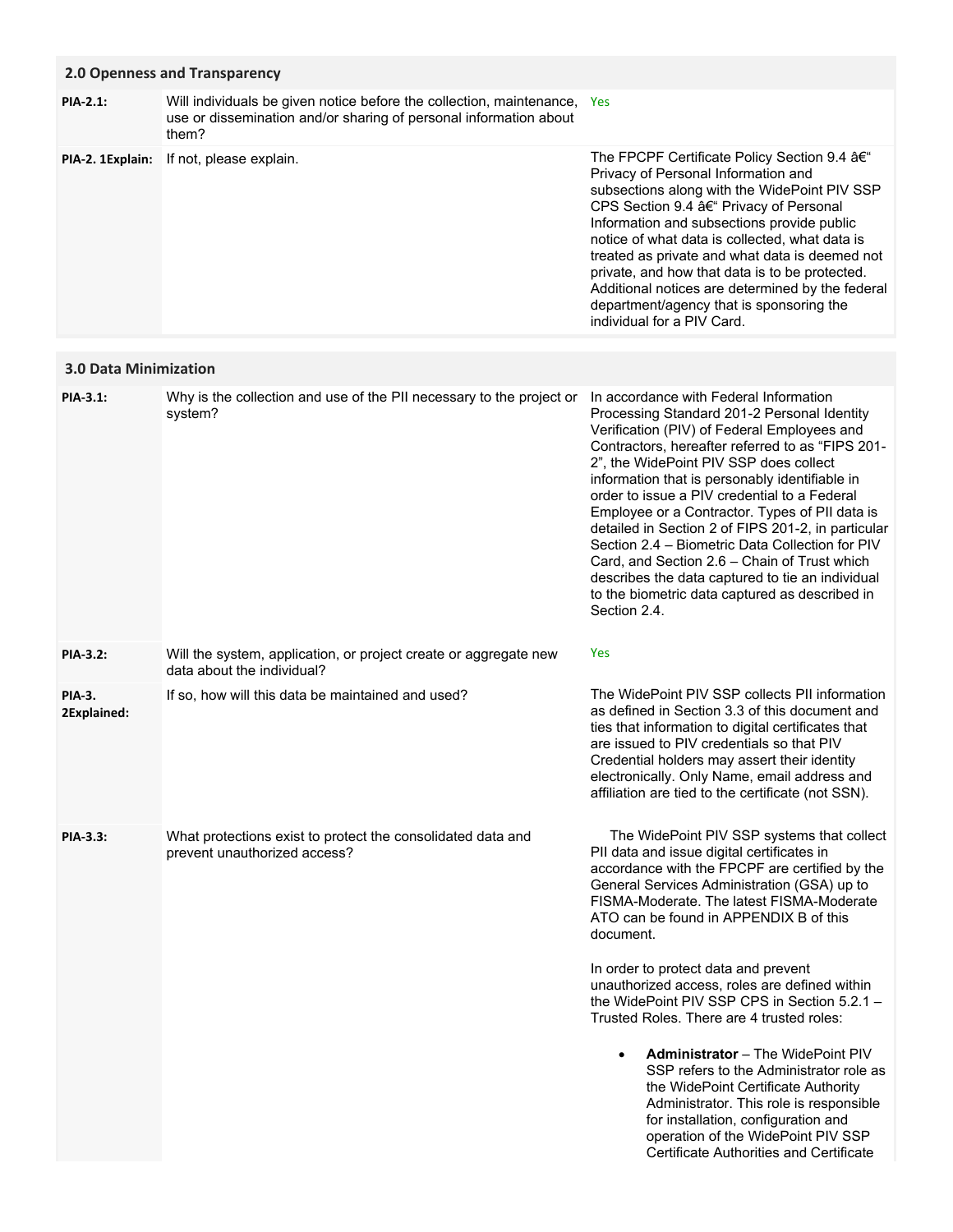## 2.0 Openness and Transparency

| | | |
|---|---|---|
| **PIA-2.1:** | Will individuals be given notice before the collection, maintenance, use or dissemination and/or sharing of personal information about them? | Yes |
| **PIA-2. 1Explain:** | If not, please explain. | The FPCPF Certificate Policy Section 9.4 â€“ Privacy of Personal Information and subsections along with the WidePoint PIV SSP CPS Section 9.4 â€“ Privacy of Personal Information and subsections provide public notice of what data is collected, what data is treated as private and what data is deemed not private, and how that data is to be protected. Additional notices are determined by the federal department/agency that is sponsoring the individual for a PIV Card. |

## 3.0 Data Minimization

| | | |
|---|---|---|
| **PIA-3.1:** | Why is the collection and use of the PII necessary to the project or system? | In accordance with Federal Information Processing Standard 201-2 Personal Identity Verification (PIV) of Federal Employees and Contractors, hereafter referred to as "FIPS 201-2", the WidePoint PIV SSP does collect information that is personably identifiable in order to issue a PIV credential to a Federal Employee or a Contractor. Types of PII data is detailed in Section 2 of FIPS 201-2, in particular Section 2.4 – Biometric Data Collection for PIV Card, and Section 2.6 – Chain of Trust which describes the data captured to tie an individual to the biometric data captured as described in Section 2.4. |
| **PIA-3.2:** | Will the system, application, or project create or aggregate new data about the individual? | Yes |
| **PIA-3. 2Explained:** | If so, how will this data be maintained and used? | The WidePoint PIV SSP collects PII information as defined in Section 3.3 of this document and ties that information to digital certificates that are issued to PIV credentials so that PIV Credential holders may assert their identity electronically. Only Name, email address and affiliation are tied to the certificate (not SSN). |
| **PIA-3.3:** | What protections exist to protect the consolidated data and prevent unauthorized access? | The WidePoint PIV SSP systems that collect PII data and issue digital certificates in accordance with the FPCPF are certified by the General Services Administration (GSA) up to FISMA-Moderate. The latest FISMA-Moderate ATO can be found in APPENDIX B of this document.<br><br>In order to protect data and prevent unauthorized access, roles are defined within the WidePoint PIV SSP CPS in Section 5.2.1 – Trusted Roles. There are 4 trusted roles:<br><br>• **Administrator** – The WidePoint PIV SSP refers to the Administrator role as the WidePoint Certificate Authority Administrator. This role is responsible for installation, configuration and operation of the WidePoint PIV SSP Certificate Authorities and Certificate |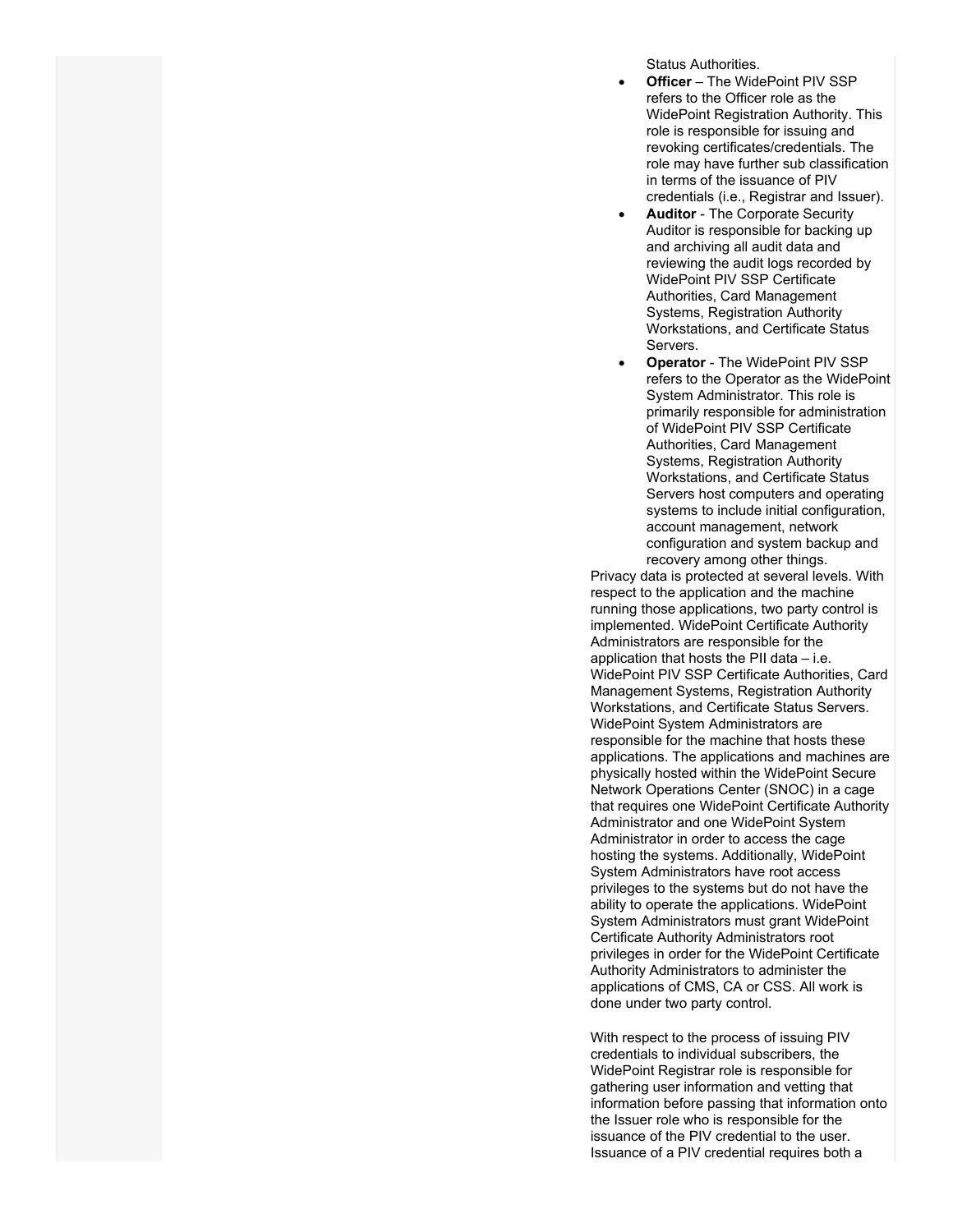Status Authorities.

- **Officer** – The WidePoint PIV SSP refers to the Officer role as the WidePoint Registration Authority. This role is responsible for issuing and revoking certificates/credentials. The role may have further sub classification in terms of the issuance of PIV credentials (i.e., Registrar and Issuer).
- **Auditor** - The Corporate Security Auditor is responsible for backing up and archiving all audit data and reviewing the audit logs recorded by WidePoint PIV SSP Certificate Authorities, Card Management Systems, Registration Authority Workstations, and Certificate Status Servers.
- **Operator** - The WidePoint PIV SSP refers to the Operator as the WidePoint System Administrator. This role is primarily responsible for administration of WidePoint PIV SSP Certificate Authorities, Card Management Systems, Registration Authority Workstations, and Certificate Status Servers host computers and operating systems to include initial configuration, account management, network configuration and system backup and recovery among other things.

Privacy data is protected at several levels. With respect to the application and the machine running those applications, two party control is implemented. WidePoint Certificate Authority Administrators are responsible for the application that hosts the PII data – i.e. WidePoint PIV SSP Certificate Authorities, Card Management Systems, Registration Authority Workstations, and Certificate Status Servers. WidePoint System Administrators are responsible for the machine that hosts these applications. The applications and machines are physically hosted within the WidePoint Secure Network Operations Center (SNOC) in a cage that requires one WidePoint Certificate Authority Administrator and one WidePoint System Administrator in order to access the cage hosting the systems. Additionally, WidePoint System Administrators have root access privileges to the systems but do not have the ability to operate the applications. WidePoint System Administrators must grant WidePoint Certificate Authority Administrators root privileges in order for the WidePoint Certificate Authority Administrators to administer the applications of CMS, CA or CSS. All work is done under two party control.

With respect to the process of issuing PIV credentials to individual subscribers, the WidePoint Registrar role is responsible for gathering user information and vetting that information before passing that information onto the Issuer role who is responsible for the issuance of the PIV credential to the user. Issuance of a PIV credential requires both a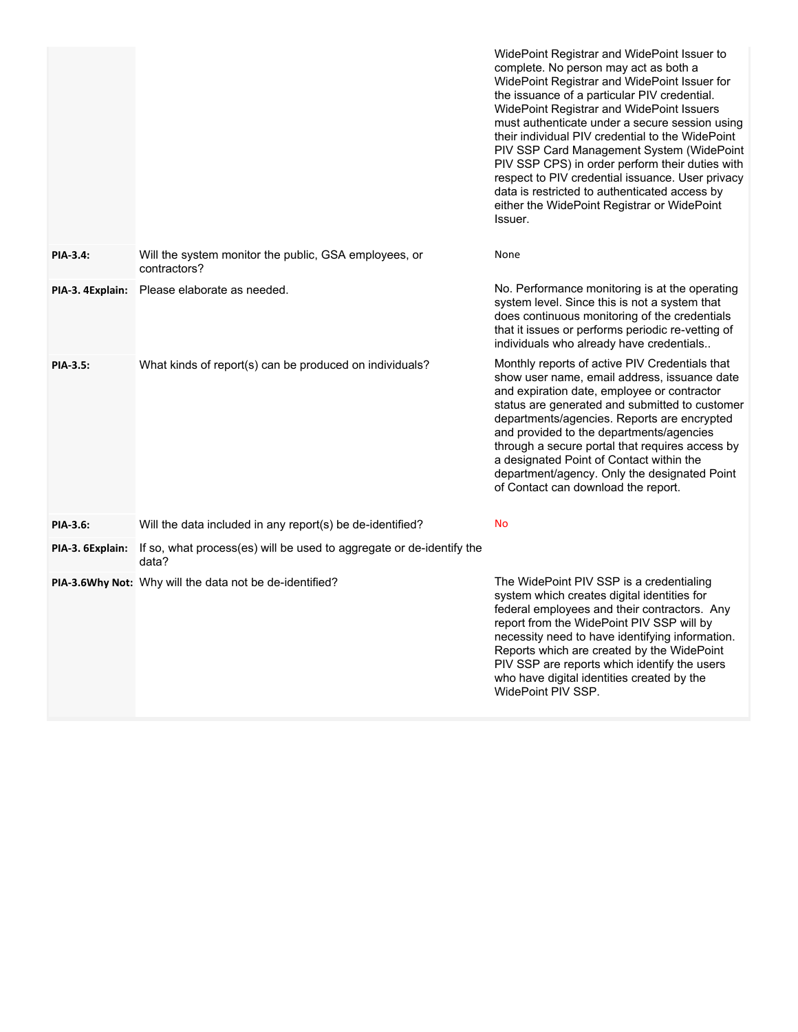| | | |
|---|---|---|
| | | WidePoint Registrar and WidePoint Issuer to complete. No person may act as both a WidePoint Registrar and WidePoint Issuer for the issuance of a particular PIV credential. WidePoint Registrar and WidePoint Issuers must authenticate under a secure session using their individual PIV credential to the WidePoint PIV SSP Card Management System (WidePoint PIV SSP CPS) in order perform their duties with respect to PIV credential issuance. User privacy data is restricted to authenticated access by either the WidePoint Registrar or WidePoint Issuer. |
| **PIA-3.4:** | Will the system monitor the public, GSA employees, or contractors? | None |
| **PIA-3. 4Explain:** | Please elaborate as needed. | No. Performance monitoring is at the operating system level. Since this is not a system that does continuous monitoring of the credentials that it issues or performs periodic re-vetting of individuals who already have credentials.. |
| **PIA-3.5:** | What kinds of report(s) can be produced on individuals? | Monthly reports of active PIV Credentials that show user name, email address, issuance date and expiration date, employee or contractor status are generated and submitted to customer departments/agencies. Reports are encrypted and provided to the departments/agencies through a secure portal that requires access by a designated Point of Contact within the department/agency. Only the designated Point of Contact can download the report. |
| **PIA-3.6:** | Will the data included in any report(s) be de-identified? | No |
| **PIA-3. 6Explain:** | If so, what process(es) will be used to aggregate or de-identify the data? | |
| **PIA-3.6Why Not:** | Why will the data not be de-identified? | The WidePoint PIV SSP is a credentialing system which creates digital identities for federal employees and their contractors. Any report from the WidePoint PIV SSP will by necessity need to have identifying information. Reports which are created by the WidePoint PIV SSP are reports which identify the users who have digital identities created by the WidePoint PIV SSP. |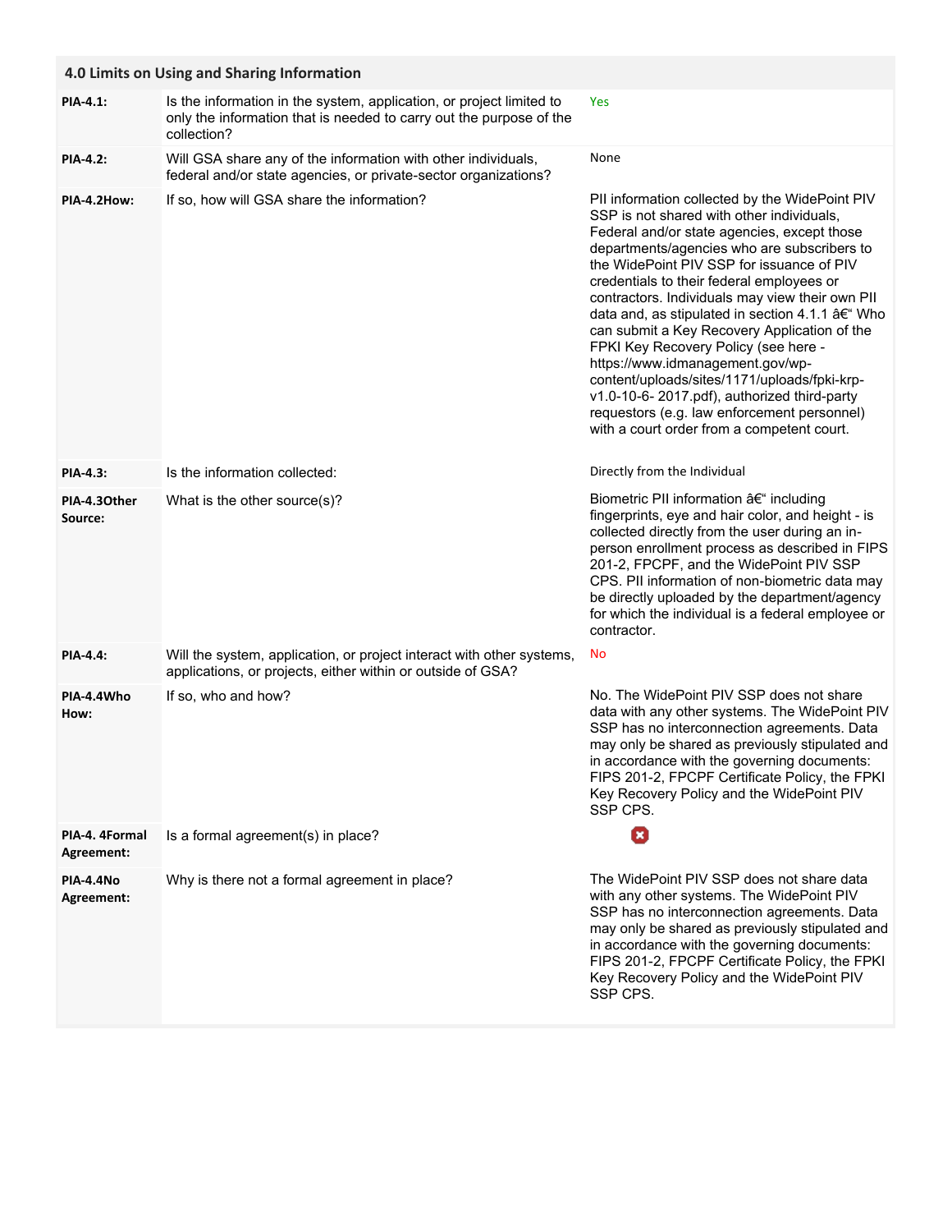## 4.0 Limits on Using and Sharing Information

| | | |
|---|---|---|
| **PIA-4.1:** | Is the information in the system, application, or project limited to only the information that is needed to carry out the purpose of the collection? | Yes |
| **PIA-4.2:** | Will GSA share any of the information with other individuals, federal and/or state agencies, or private-sector organizations? | None |
| **PIA-4.2How:** | If so, how will GSA share the information? | PII information collected by the WidePoint PIV SSP is not shared with other individuals, Federal and/or state agencies, except those departments/agencies who are subscribers to the WidePoint PIV SSP for issuance of PIV credentials to their federal employees or contractors. Individuals may view their own PII data and, as stipulated in section 4.1.1 â€“ Who can submit a Key Recovery Application of the FPKI Key Recovery Policy (see here - https://www.idmanagement.gov/wp-content/uploads/sites/1171/uploads/fpki-krp-v1.0-10-6- 2017.pdf), authorized third-party requestors (e.g. law enforcement personnel) with a court order from a competent court. |
| **PIA-4.3:** | Is the information collected: | Directly from the Individual |
| **PIA-4.3Other Source:** | What is the other source(s)? | Biometric PII information â€“ including fingerprints, eye and hair color, and height - is collected directly from the user during an in-person enrollment process as described in FIPS 201-2, FPCPF, and the WidePoint PIV SSP CPS. PII information of non-biometric data may be directly uploaded by the department/agency for which the individual is a federal employee or contractor. |
| **PIA-4.4:** | Will the system, application, or project interact with other systems, applications, or projects, either within or outside of GSA? | No |
| **PIA-4.4Who How:** | If so, who and how? | No. The WidePoint PIV SSP does not share data with any other systems. The WidePoint PIV SSP has no interconnection agreements. Data may only be shared as previously stipulated and in accordance with the governing documents: FIPS 201-2, FPCPF Certificate Policy, the FPKI Key Recovery Policy and the WidePoint PIV SSP CPS. |
| **PIA-4. 4Formal Agreement:** | Is a formal agreement(s) in place? | ✖ |
| **PIA-4.4No Agreement:** | Why is there not a formal agreement in place? | The WidePoint PIV SSP does not share data with any other systems. The WidePoint PIV SSP has no interconnection agreements. Data may only be shared as previously stipulated and in accordance with the governing documents: FIPS 201-2, FPCPF Certificate Policy, the FPKI Key Recovery Policy and the WidePoint PIV SSP CPS. |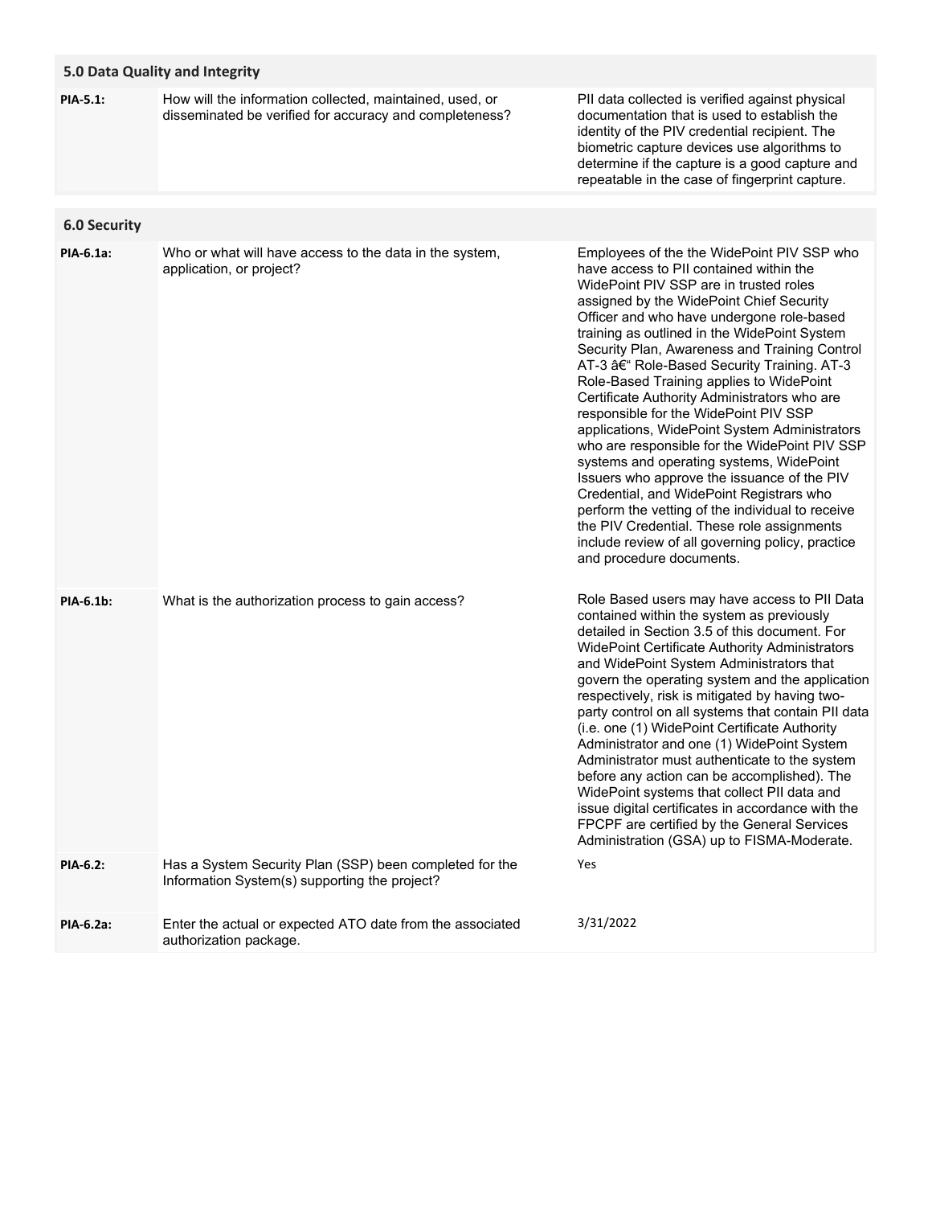## 5.0 Data Quality and Integrity

| | | |
|---|---|---|
| **PIA-5.1:** | How will the information collected, maintained, used, or disseminated be verified for accuracy and completeness? | PII data collected is verified against physical documentation that is used to establish the identity of the PIV credential recipient. The biometric capture devices use algorithms to determine if the capture is a good capture and repeatable in the case of fingerprint capture. |

## 6.0 Security

| | | |
|---|---|---|
| **PIA-6.1a:** | Who or what will have access to the data in the system, application, or project? | Employees of the the WidePoint PIV SSP who have access to PII contained within the WidePoint PIV SSP are in trusted roles assigned by the WidePoint Chief Security Officer and who have undergone role-based training as outlined in the WidePoint System Security Plan, Awareness and Training Control AT-3 â€“ Role-Based Security Training. AT-3 Role-Based Training applies to WidePoint Certificate Authority Administrators who are responsible for the WidePoint PIV SSP applications, WidePoint System Administrators who are responsible for the WidePoint PIV SSP systems and operating systems, WidePoint Issuers who approve the issuance of the PIV Credential, and WidePoint Registrars who perform the vetting of the individual to receive the PIV Credential. These role assignments include review of all governing policy, practice and procedure documents. |
| **PIA-6.1b:** | What is the authorization process to gain access? | Role Based users may have access to PII Data contained within the system as previously detailed in Section 3.5 of this document. For WidePoint Certificate Authority Administrators and WidePoint System Administrators that govern the operating system and the application respectively, risk is mitigated by having two-party control on all systems that contain PII data (i.e. one (1) WidePoint Certificate Authority Administrator and one (1) WidePoint System Administrator must authenticate to the system before any action can be accomplished). The WidePoint systems that collect PII data and issue digital certificates in accordance with the FPCPF are certified by the General Services Administration (GSA) up to FISMA-Moderate. |
| **PIA-6.2:** | Has a System Security Plan (SSP) been completed for the Information System(s) supporting the project? | Yes |
| **PIA-6.2a:** | Enter the actual or expected ATO date from the associated authorization package. | 3/31/2022 |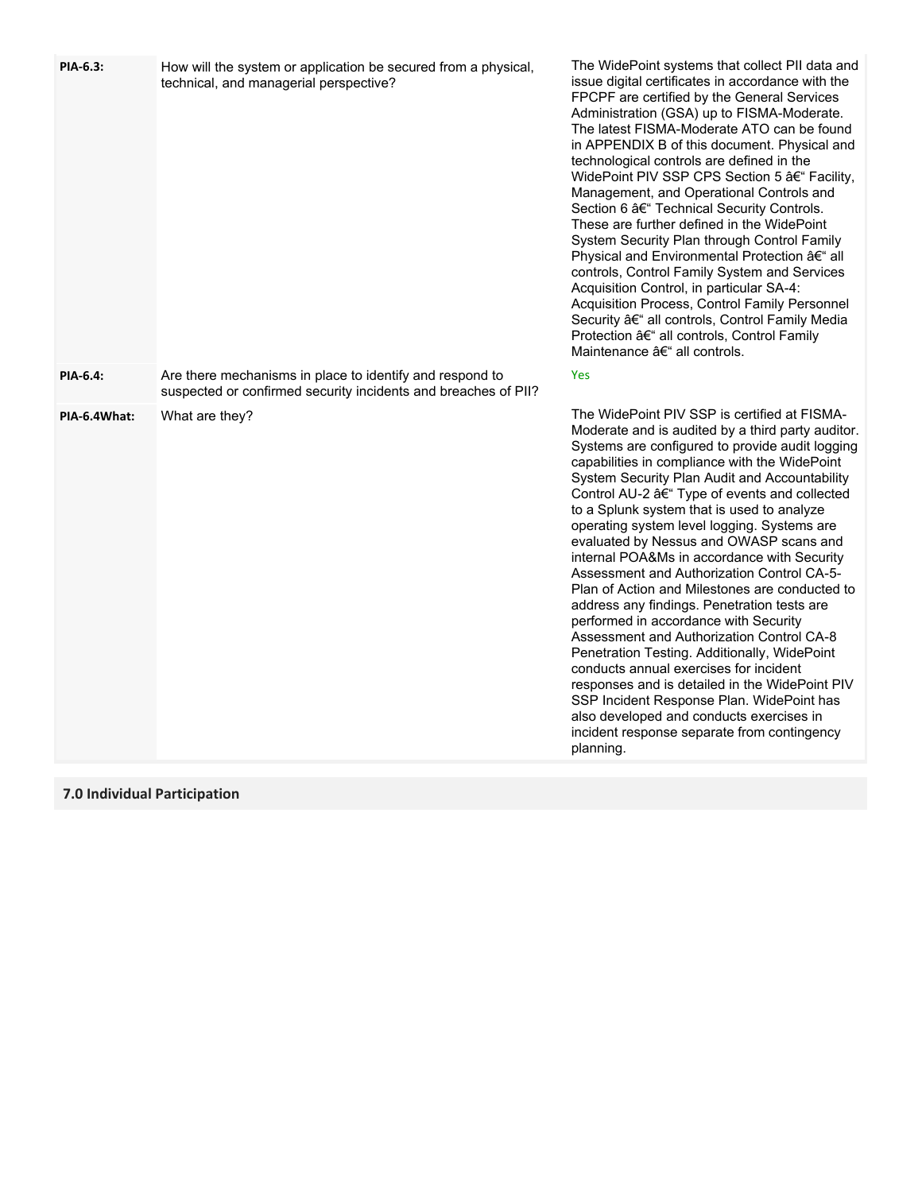| | | |
|---|---|---|
| **PIA-6.3:** | How will the system or application be secured from a physical, technical, and managerial perspective? | The WidePoint systems that collect PII data and issue digital certificates in accordance with the FPCPF are certified by the General Services Administration (GSA) up to FISMA-Moderate. The latest FISMA-Moderate ATO can be found in APPENDIX B of this document. Physical and technological controls are defined in the WidePoint PIV SSP CPS Section 5 â€“ Facility, Management, and Operational Controls and Section 6 â€“ Technical Security Controls. These are further defined in the WidePoint System Security Plan through Control Family Physical and Environmental Protection â€“ all controls, Control Family System and Services Acquisition Control, in particular SA-4: Acquisition Process, Control Family Personnel Security â€“ all controls, Control Family Media Protection â€“ all controls, Control Family Maintenance â€“ all controls. |
| **PIA-6.4:** | Are there mechanisms in place to identify and respond to suspected or confirmed security incidents and breaches of PII? | Yes |
| **PIA-6.4What:** | What are they? | The WidePoint PIV SSP is certified at FISMA-Moderate and is audited by a third party auditor. Systems are configured to provide audit logging capabilities in compliance with the WidePoint System Security Plan Audit and Accountability Control AU-2 â€“ Type of events and collected to a Splunk system that is used to analyze operating system level logging. Systems are evaluated by Nessus and OWASP scans and internal POA&Ms in accordance with Security Assessment and Authorization Control CA-5-Plan of Action and Milestones are conducted to address any findings. Penetration tests are performed in accordance with Security Assessment and Authorization Control CA-8 Penetration Testing. Additionally, WidePoint conducts annual exercises for incident responses and is detailed in the WidePoint PIV SSP Incident Response Plan. WidePoint has also developed and conducts exercises in incident response separate from contingency planning. |

## 7.0 Individual Participation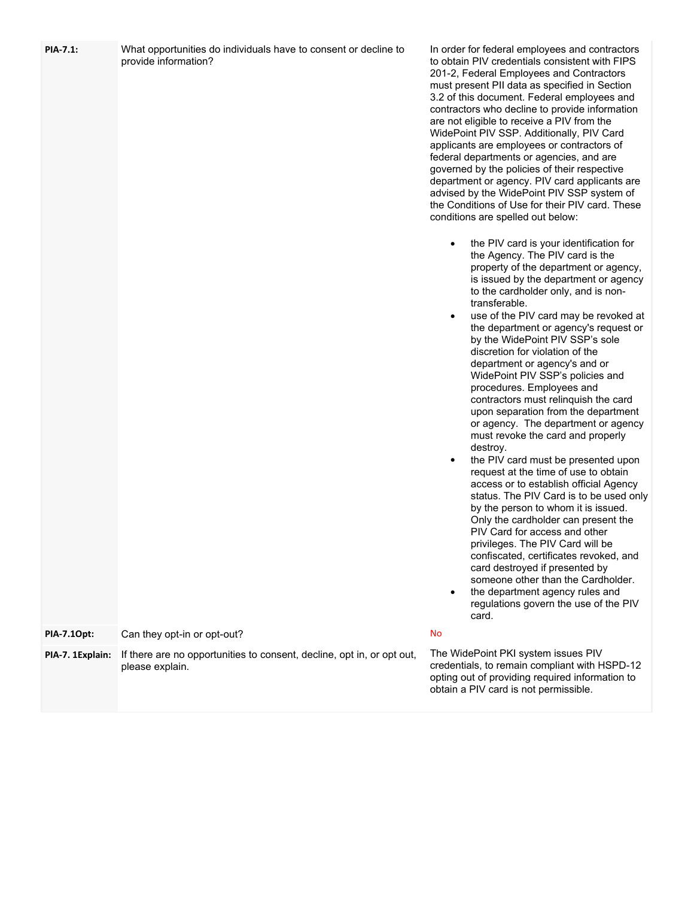| | | |
|---|---|---|
| **PIA-7.1:** | What opportunities do individuals have to consent or decline to provide information? | In order for federal employees and contractors to obtain PIV credentials consistent with FIPS 201-2, Federal Employees and Contractors must present PII data as specified in Section 3.2 of this document. Federal employees and contractors who decline to provide information are not eligible to receive a PIV from the WidePoint PIV SSP. Additionally, PIV Card applicants are employees or contractors of federal departments or agencies, and are governed by the policies of their respective department or agency. PIV card applicants are advised by the WidePoint PIV SSP system of the Conditions of Use for their PIV card. These conditions are spelled out below:<br><br>• the PIV card is your identification for the Agency. The PIV card is the property of the department or agency, is issued by the department or agency to the cardholder only, and is non-transferable.<br>• use of the PIV card may be revoked at the department or agency's request or by the WidePoint PIV SSP's sole discretion for violation of the department or agency's and or WidePoint PIV SSP's policies and procedures. Employees and contractors must relinquish the card upon separation from the department or agency. The department or agency must revoke the card and properly destroy.<br>• the PIV card must be presented upon request at the time of use to obtain access or to establish official Agency status. The PIV Card is to be used only by the person to whom it is issued. Only the cardholder can present the PIV Card for access and other privileges. The PIV Card will be confiscated, certificates revoked, and card destroyed if presented by someone other than the Cardholder.<br>• the department agency rules and regulations govern the use of the PIV card. |
| **PIA-7.1Opt:** | Can they opt-in or opt-out? | No |
| **PIA-7. 1Explain:** | If there are no opportunities to consent, decline, opt in, or opt out, please explain. | The WidePoint PKI system issues PIV credentials, to remain compliant with HSPD-12 opting out of providing required information to obtain a PIV card is not permissible. |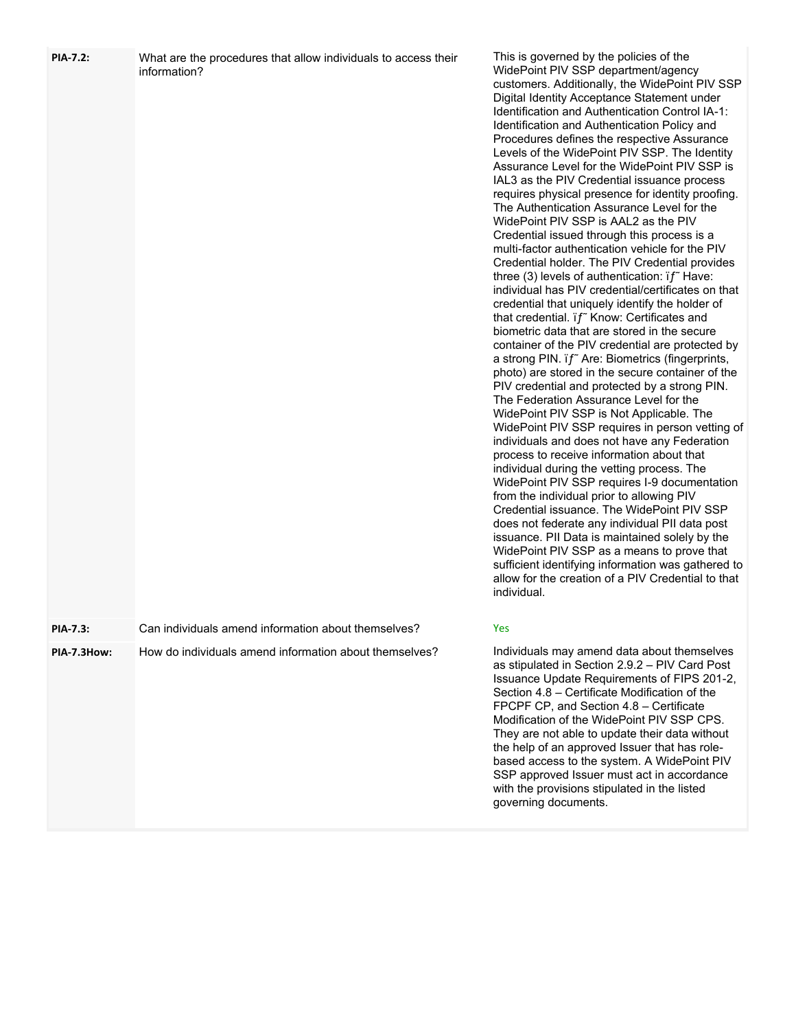| | | |
|---|---|---|
| **PIA-7.2:** | What are the procedures that allow individuals to access their information? | This is governed by the policies of the WidePoint PIV SSP department/agency customers. Additionally, the WidePoint PIV SSP Digital Identity Acceptance Statement under Identification and Authentication Control IA-1: Identification and Authentication Policy and Procedures defines the respective Assurance Levels of the WidePoint PIV SSP. The Identity Assurance Level for the WidePoint PIV SSP is IAL3 as the PIV Credential issuance process requires physical presence for identity proofing. The Authentication Assurance Level for the WidePoint PIV SSP is AAL2 as the PIV Credential issued through this process is a multi-factor authentication vehicle for the PIV Credential holder. The PIV Credential provides three (3) levels of authentication: ïƒ˜ Have: individual has PIV credential/certificates on that credential that uniquely identify the holder of that credential. ïƒ˜ Know: Certificates and biometric data that are stored in the secure container of the PIV credential are protected by a strong PIN. ïƒ˜ Are: Biometrics (fingerprints, photo) are stored in the secure container of the PIV credential and protected by a strong PIN. The Federation Assurance Level for the WidePoint PIV SSP is Not Applicable. The WidePoint PIV SSP requires in person vetting of individuals and does not have any Federation process to receive information about that individual during the vetting process. The WidePoint PIV SSP requires I-9 documentation from the individual prior to allowing PIV Credential issuance. The WidePoint PIV SSP does not federate any individual PII data post issuance. PII Data is maintained solely by the WidePoint PIV SSP as a means to prove that sufficient identifying information was gathered to allow for the creation of a PIV Credential to that individual. |
| **PIA-7.3:** | Can individuals amend information about themselves? | Yes |
| **PIA-7.3How:** | How do individuals amend information about themselves? | Individuals may amend data about themselves as stipulated in Section 2.9.2 – PIV Card Post Issuance Update Requirements of FIPS 201-2, Section 4.8 – Certificate Modification of the FPCPF CP, and Section 4.8 – Certificate Modification of the WidePoint PIV SSP CPS. They are not able to update their data without the help of an approved Issuer that has role-based access to the system. A WidePoint PIV SSP approved Issuer must act in accordance with the provisions stipulated in the listed governing documents. |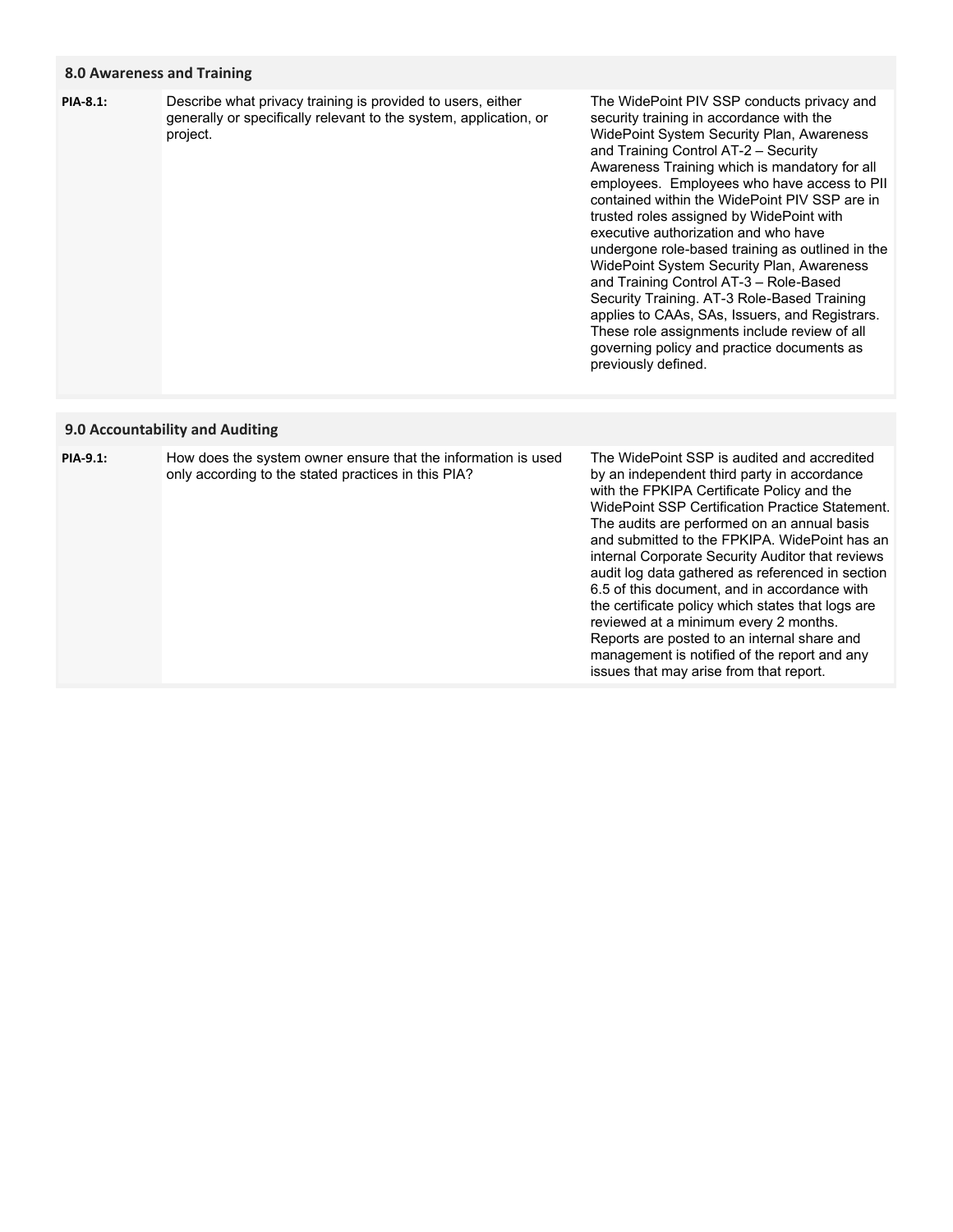## 8.0 Awareness and Training

| | | |
|---|---|---|
| **PIA-8.1:** | Describe what privacy training is provided to users, either generally or specifically relevant to the system, application, or project. | The WidePoint PIV SSP conducts privacy and security training in accordance with the WidePoint System Security Plan, Awareness and Training Control AT-2 – Security Awareness Training which is mandatory for all employees. Employees who have access to PII contained within the WidePoint PIV SSP are in trusted roles assigned by WidePoint with executive authorization and who have undergone role-based training as outlined in the WidePoint System Security Plan, Awareness and Training Control AT-3 – Role-Based Security Training. AT-3 Role-Based Training applies to CAAs, SAs, Issuers, and Registrars. These role assignments include review of all governing policy and practice documents as previously defined. |

## 9.0 Accountability and Auditing

| | | |
|---|---|---|
| **PIA-9.1:** | How does the system owner ensure that the information is used only according to the stated practices in this PIA? | The WidePoint SSP is audited and accredited by an independent third party in accordance with the FPKIPA Certificate Policy and the WidePoint SSP Certification Practice Statement. The audits are performed on an annual basis and submitted to the FPKIPA. WidePoint has an internal Corporate Security Auditor that reviews audit log data gathered as referenced in section 6.5 of this document, and in accordance with the certificate policy which states that logs are reviewed at a minimum every 2 months. Reports are posted to an internal share and management is notified of the report and any issues that may arise from that report. |